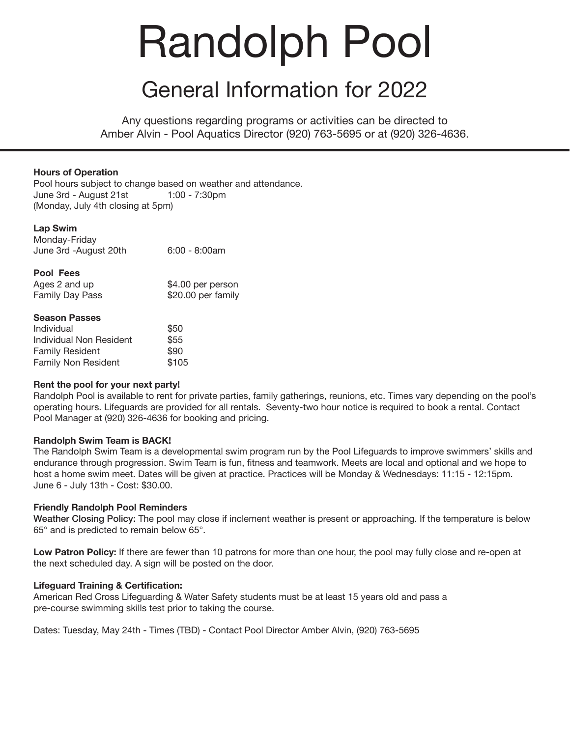# Randolph Pool

## General Information for 2022

Any questions regarding programs or activities can be directed to
Amber Alvin - Pool Aquatics Director (920) 763-5695 or at (920) 326-4636.

---

**Hours of Operation**

Pool hours subject to change based on weather and attendance.

| | |
|---|---|
| June 3rd - August 21st | 1:00 - 7:30pm |

(Monday, July 4th closing at 5pm)

**Lap Swim**

| | |
|---|---|
| Monday-Friday | |
| June 3rd -August 20th | 6:00 - 8:00am |

**Pool Fees**

| | |
|---|---|
| Ages 2 and up | $4.00 per person |
| Family Day Pass | $20.00 per family |

**Season Passes**

| | |
|---|---|
| Individual | $50 |
| Individual Non Resident | $55 |
| Family Resident | $90 |
| Family Non Resident | $105 |

**Rent the pool for your next party!**

Randolph Pool is available to rent for private parties, family gatherings, reunions, etc. Times vary depending on the pool's operating hours. Lifeguards are provided for all rentals. Seventy-two hour notice is required to book a rental. Contact Pool Manager at (920) 326-4636 for booking and pricing.

**Randolph Swim Team is BACK!**

The Randolph Swim Team is a developmental swim program run by the Pool Lifeguards to improve swimmers' skills and endurance through progression. Swim Team is fun, fitness and teamwork. Meets are local and optional and we hope to host a home swim meet. Dates will be given at practice. Practices will be Monday & Wednesdays: 11:15 - 12:15pm. June 6 - July 13th - Cost: $30.00.

**Friendly Randolph Pool Reminders**

**Weather Closing Policy:** The pool may close if inclement weather is present or approaching. If the temperature is below 65° and is predicted to remain below 65°.

**Low Patron Policy:** If there are fewer than 10 patrons for more than one hour, the pool may fully close and re-open at the next scheduled day. A sign will be posted on the door.

**Lifeguard Training & Certification:**

American Red Cross Lifeguarding & Water Safety students must be at least 15 years old and pass a pre-course swimming skills test prior to taking the course.

Dates: Tuesday, May 24th - Times (TBD) - Contact Pool Director Amber Alvin, (920) 763-5695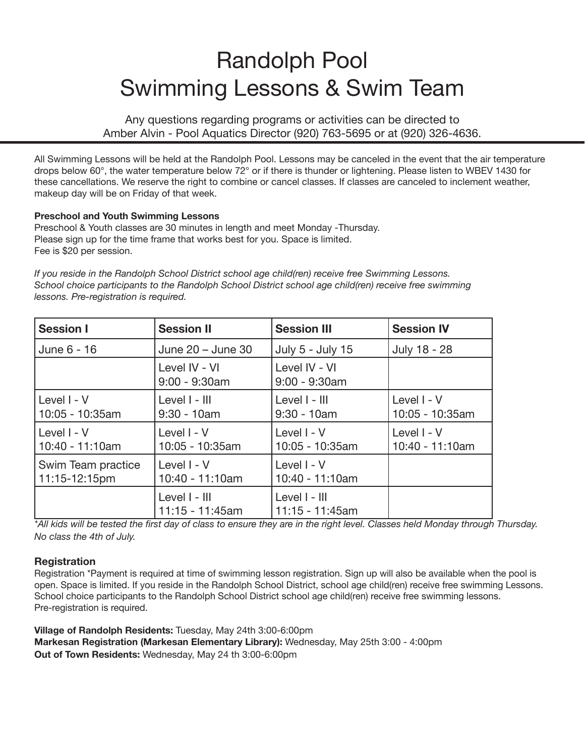# Randolph Pool
# Swimming Lessons & Swim Team

Any questions regarding programs or activities can be directed to
Amber Alvin - Pool Aquatics Director (920) 763-5695 or at (920) 326-4636.

All Swimming Lessons will be held at the Randolph Pool. Lessons may be canceled in the event that the air temperature drops below 60°, the water temperature below 72° or if there is thunder or lightening. Please listen to WBEV 1430 for these cancellations. We reserve the right to combine or cancel classes. If classes are canceled to inclement weather, makeup day will be on Friday of that week.

**Preschool and Youth Swimming Lessons**
Preschool & Youth classes are 30 minutes in length and meet Monday -Thursday.
Please sign up for the time frame that works best for you. Space is limited.
Fee is $20 per session.

*If you reside in the Randolph School District school age child(ren) receive free Swimming Lessons. School choice participants to the Randolph School District school age child(ren) receive free swimming lessons. Pre-registration is required.*

| **Session I** | **Session II** | **Session III** | **Session IV** |
|---|---|---|---|
| June 6 - 16 | June 20 – June 30 | July 5 - July 15 | July 18 - 28 |
| | Level IV - VI 9:00 - 9:30am | Level IV - VI 9:00 - 9:30am | |
| Level I - V 10:05 - 10:35am | Level I - III 9:30 - 10am | Level I - III 9:30 - 10am | Level I - V 10:05 - 10:35am |
| Level I - V 10:40 - 11:10am | Level I - V 10:05 - 10:35am | Level I - V 10:05 - 10:35am | Level I - V 10:40 - 11:10am |
| Swim Team practice 11:15-12:15pm | Level I - V 10:40 - 11:10am | Level I - V 10:40 - 11:10am | |
| | Level I - III 11:15 - 11:45am | Level I - III 11:15 - 11:45am | |

*\*All kids will be tested the first day of class to ensure they are in the right level. Classes held Monday through Thursday. No class the 4th of July.*

**Registration**
Registration *Payment is required at time of swimming lesson registration. Sign up will also be available when the pool is open. Space is limited. If you reside in the Randolph School District, school age child(ren) receive free swimming Lessons. School choice participants to the Randolph School District school age child(ren) receive free swimming lessons. Pre-registration is required.

**Village of Randolph Residents:** Tuesday, May 24th 3:00-6:00pm
**Markesan Registration (Markesan Elementary Library):** Wednesday, May 25th 3:00 - 4:00pm
**Out of Town Residents:** Wednesday, May 24 th 3:00-6:00pm